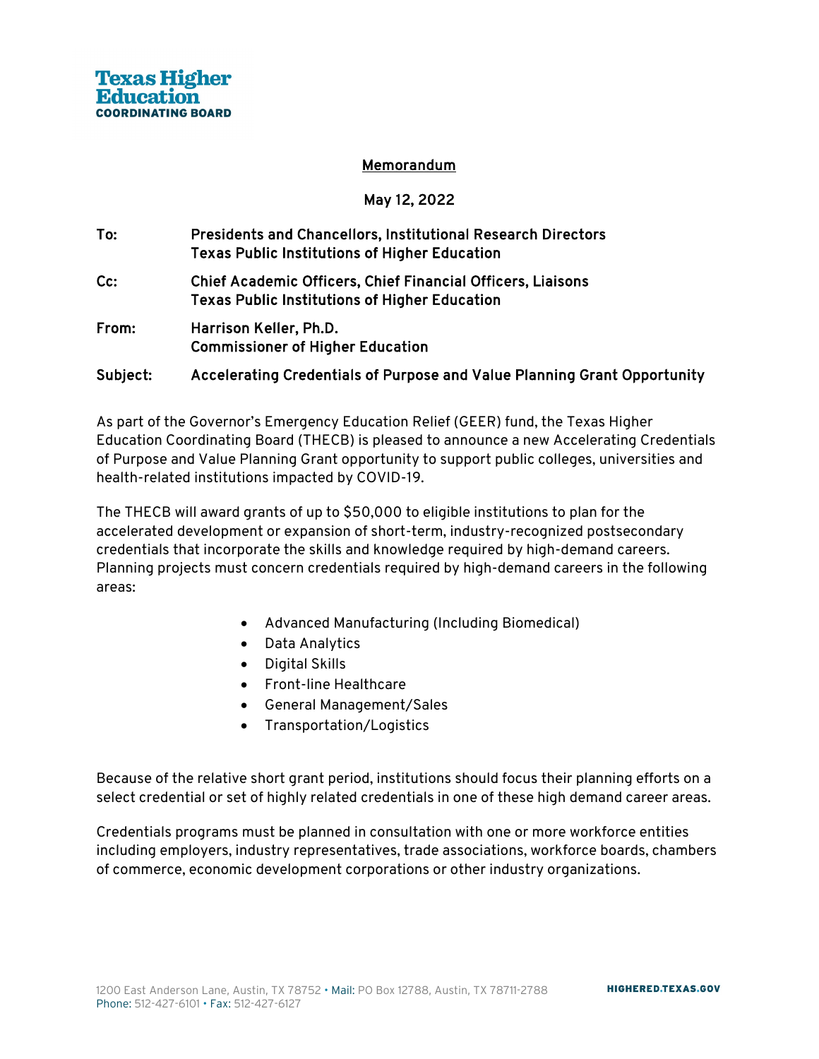**Texas Higher Education COORDINATING BOARD**

# Memorandum

**May 12, 2022**

**To:** **Presidents and Chancellors, Institutional Research Directors**
**Texas Public Institutions of Higher Education**

**Cc:** **Chief Academic Officers, Chief Financial Officers, Liaisons**
**Texas Public Institutions of Higher Education**

**From:** **Harrison Keller, Ph.D.**
**Commissioner of Higher Education**

**Subject:** **Accelerating Credentials of Purpose and Value Planning Grant Opportunity**

As part of the Governor's Emergency Education Relief (GEER) fund, the Texas Higher Education Coordinating Board (THECB) is pleased to announce a new Accelerating Credentials of Purpose and Value Planning Grant opportunity to support public colleges, universities and health-related institutions impacted by COVID-19.

The THECB will award grants of up to $50,000 to eligible institutions to plan for the accelerated development or expansion of short-term, industry-recognized postsecondary credentials that incorporate the skills and knowledge required by high-demand careers. Planning projects must concern credentials required by high-demand careers in the following areas:

- Advanced Manufacturing (Including Biomedical)
- Data Analytics
- Digital Skills
- Front-line Healthcare
- General Management/Sales
- Transportation/Logistics

Because of the relative short grant period, institutions should focus their planning efforts on a select credential or set of highly related credentials in one of these high demand career areas.

Credentials programs must be planned in consultation with one or more workforce entities including employers, industry representatives, trade associations, workforce boards, chambers of commerce, economic development corporations or other industry organizations.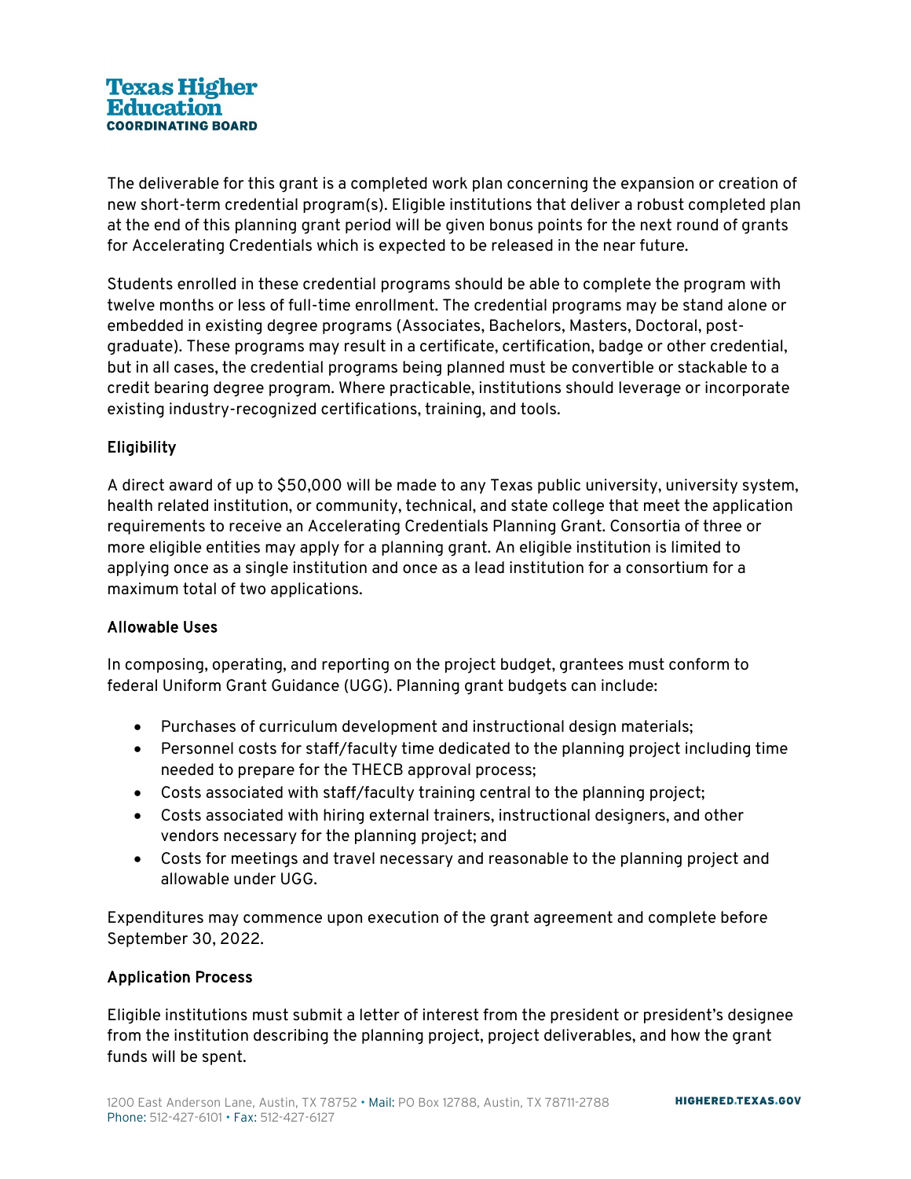The deliverable for this grant is a completed work plan concerning the expansion or creation of new short-term credential program(s). Eligible institutions that deliver a robust completed plan at the end of this planning grant period will be given bonus points for the next round of grants for Accelerating Credentials which is expected to be released in the near future.

Students enrolled in these credential programs should be able to complete the program with twelve months or less of full-time enrollment. The credential programs may be stand alone or embedded in existing degree programs (Associates, Bachelors, Masters, Doctoral, post-graduate). These programs may result in a certificate, certification, badge or other credential, but in all cases, the credential programs being planned must be convertible or stackable to a credit bearing degree program. Where practicable, institutions should leverage or incorporate existing industry-recognized certifications, training, and tools.

## Eligibility

A direct award of up to $50,000 will be made to any Texas public university, university system, health related institution, or community, technical, and state college that meet the application requirements to receive an Accelerating Credentials Planning Grant. Consortia of three or more eligible entities may apply for a planning grant. An eligible institution is limited to applying once as a single institution and once as a lead institution for a consortium for a maximum total of two applications.

## Allowable Uses

In composing, operating, and reporting on the project budget, grantees must conform to federal Uniform Grant Guidance (UGG). Planning grant budgets can include:

- Purchases of curriculum development and instructional design materials;
- Personnel costs for staff/faculty time dedicated to the planning project including time needed to prepare for the THECB approval process;
- Costs associated with staff/faculty training central to the planning project;
- Costs associated with hiring external trainers, instructional designers, and other vendors necessary for the planning project; and
- Costs for meetings and travel necessary and reasonable to the planning project and allowable under UGG.

Expenditures may commence upon execution of the grant agreement and complete before September 30, 2022.

## Application Process

Eligible institutions must submit a letter of interest from the president or president's designee from the institution describing the planning project, project deliverables, and how the grant funds will be spent.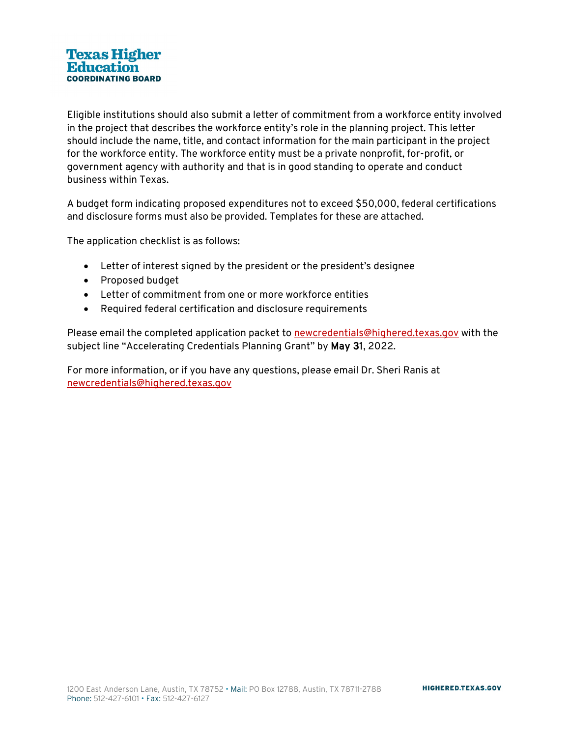Eligible institutions should also submit a letter of commitment from a workforce entity involved in the project that describes the workforce entity's role in the planning project. This letter should include the name, title, and contact information for the main participant in the project for the workforce entity. The workforce entity must be a private nonprofit, for-profit, or government agency with authority and that is in good standing to operate and conduct business within Texas.

A budget form indicating proposed expenditures not to exceed $50,000, federal certifications and disclosure forms must also be provided. Templates for these are attached.

The application checklist is as follows:

- Letter of interest signed by the president or the president's designee
- Proposed budget
- Letter of commitment from one or more workforce entities
- Required federal certification and disclosure requirements

Please email the completed application packet to newcredentials@highered.texas.gov with the subject line "Accelerating Credentials Planning Grant" by May 31, 2022.

For more information, or if you have any questions, please email Dr. Sheri Ranis at newcredentials@highered.texas.gov